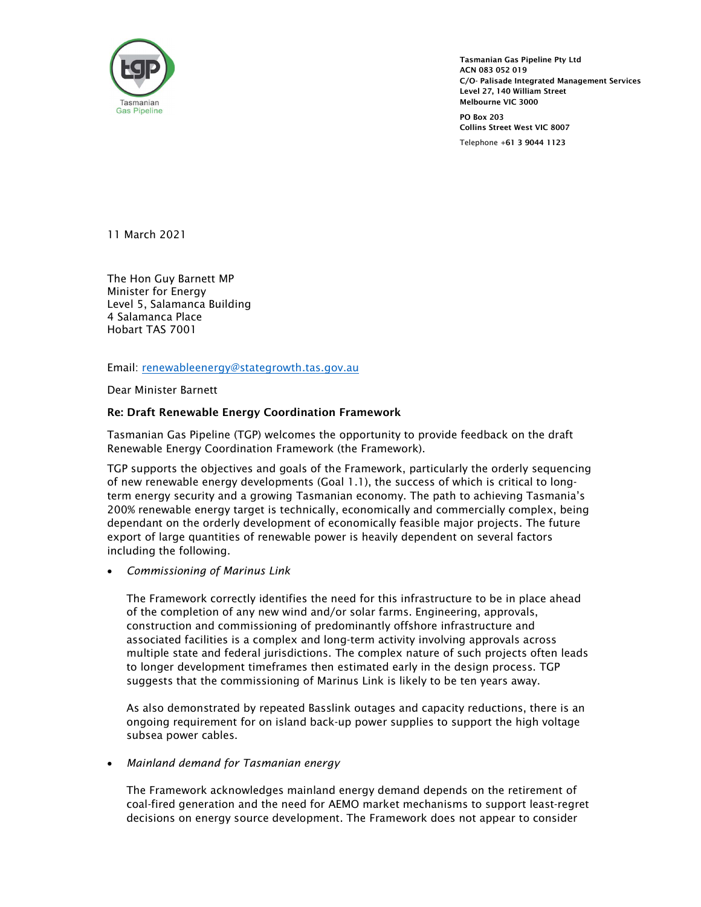Tasmanian Gas Pipeline

**Tasmanian Gas Pipeline Pty Ltd**
**ACN 083 052 019**
**C/O- Palisade Integrated Management Services**
**Level 27, 140 William Street**
**Melbourne VIC 3000**

**PO Box 203**
**Collins Street West VIC 8007**

Telephone +**61 3 9044 1123**

11 March 2021

The Hon Guy Barnett MP
Minister for Energy
Level 5, Salamanca Building
4 Salamanca Place
Hobart TAS 7001

Email: renewableenergy@stategrowth.tas.gov.au

Dear Minister Barnett

**Re: Draft Renewable Energy Coordination Framework**

Tasmanian Gas Pipeline (TGP) welcomes the opportunity to provide feedback on the draft Renewable Energy Coordination Framework (the Framework).

TGP supports the objectives and goals of the Framework, particularly the orderly sequencing of new renewable energy developments (Goal 1.1), the success of which is critical to long-term energy security and a growing Tasmanian economy. The path to achieving Tasmania's 200% renewable energy target is technically, economically and commercially complex, being dependant on the orderly development of economically feasible major projects. The future export of large quantities of renewable power is heavily dependent on several factors including the following.

- *Commissioning of Marinus Link*

  The Framework correctly identifies the need for this infrastructure to be in place ahead of the completion of any new wind and/or solar farms. Engineering, approvals, construction and commissioning of predominantly offshore infrastructure and associated facilities is a complex and long-term activity involving approvals across multiple state and federal jurisdictions. The complex nature of such projects often leads to longer development timeframes then estimated early in the design process. TGP suggests that the commissioning of Marinus Link is likely to be ten years away.

  As also demonstrated by repeated Basslink outages and capacity reductions, there is an ongoing requirement for on island back-up power supplies to support the high voltage subsea power cables.

- *Mainland demand for Tasmanian energy*

  The Framework acknowledges mainland energy demand depends on the retirement of coal-fired generation and the need for AEMO market mechanisms to support least-regret decisions on energy source development. The Framework does not appear to consider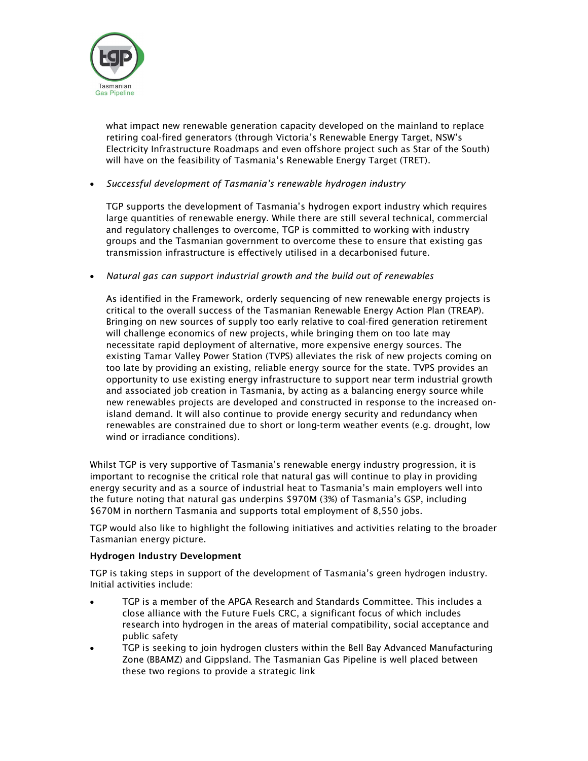what impact new renewable generation capacity developed on the mainland to replace retiring coal-fired generators (through Victoria's Renewable Energy Target, NSW's Electricity Infrastructure Roadmaps and even offshore project such as Star of the South) will have on the feasibility of Tasmania's Renewable Energy Target (TRET).

- *Successful development of Tasmania's renewable hydrogen industry*

  TGP supports the development of Tasmania's hydrogen export industry which requires large quantities of renewable energy. While there are still several technical, commercial and regulatory challenges to overcome, TGP is committed to working with industry groups and the Tasmanian government to overcome these to ensure that existing gas transmission infrastructure is effectively utilised in a decarbonised future.

- *Natural gas can support industrial growth and the build out of renewables*

  As identified in the Framework, orderly sequencing of new renewable energy projects is critical to the overall success of the Tasmanian Renewable Energy Action Plan (TREAP). Bringing on new sources of supply too early relative to coal-fired generation retirement will challenge economics of new projects, while bringing them on too late may necessitate rapid deployment of alternative, more expensive energy sources. The existing Tamar Valley Power Station (TVPS) alleviates the risk of new projects coming on too late by providing an existing, reliable energy source for the state. TVPS provides an opportunity to use existing energy infrastructure to support near term industrial growth and associated job creation in Tasmania, by acting as a balancing energy source while new renewables projects are developed and constructed in response to the increased on-island demand. It will also continue to provide energy security and redundancy when renewables are constrained due to short or long-term weather events (e.g. drought, low wind or irradiance conditions).

Whilst TGP is very supportive of Tasmania's renewable energy industry progression, it is important to recognise the critical role that natural gas will continue to play in providing energy security and as a source of industrial heat to Tasmania's main employers well into the future noting that natural gas underpins $970M (3%) of Tasmania's GSP, including $670M in northern Tasmania and supports total employment of 8,550 jobs.

TGP would also like to highlight the following initiatives and activities relating to the broader Tasmanian energy picture.

**Hydrogen Industry Development**

TGP is taking steps in support of the development of Tasmania's green hydrogen industry. Initial activities include:

- TGP is a member of the APGA Research and Standards Committee. This includes a close alliance with the Future Fuels CRC, a significant focus of which includes research into hydrogen in the areas of material compatibility, social acceptance and public safety
- TGP is seeking to join hydrogen clusters within the Bell Bay Advanced Manufacturing Zone (BBAMZ) and Gippsland. The Tasmanian Gas Pipeline is well placed between these two regions to provide a strategic link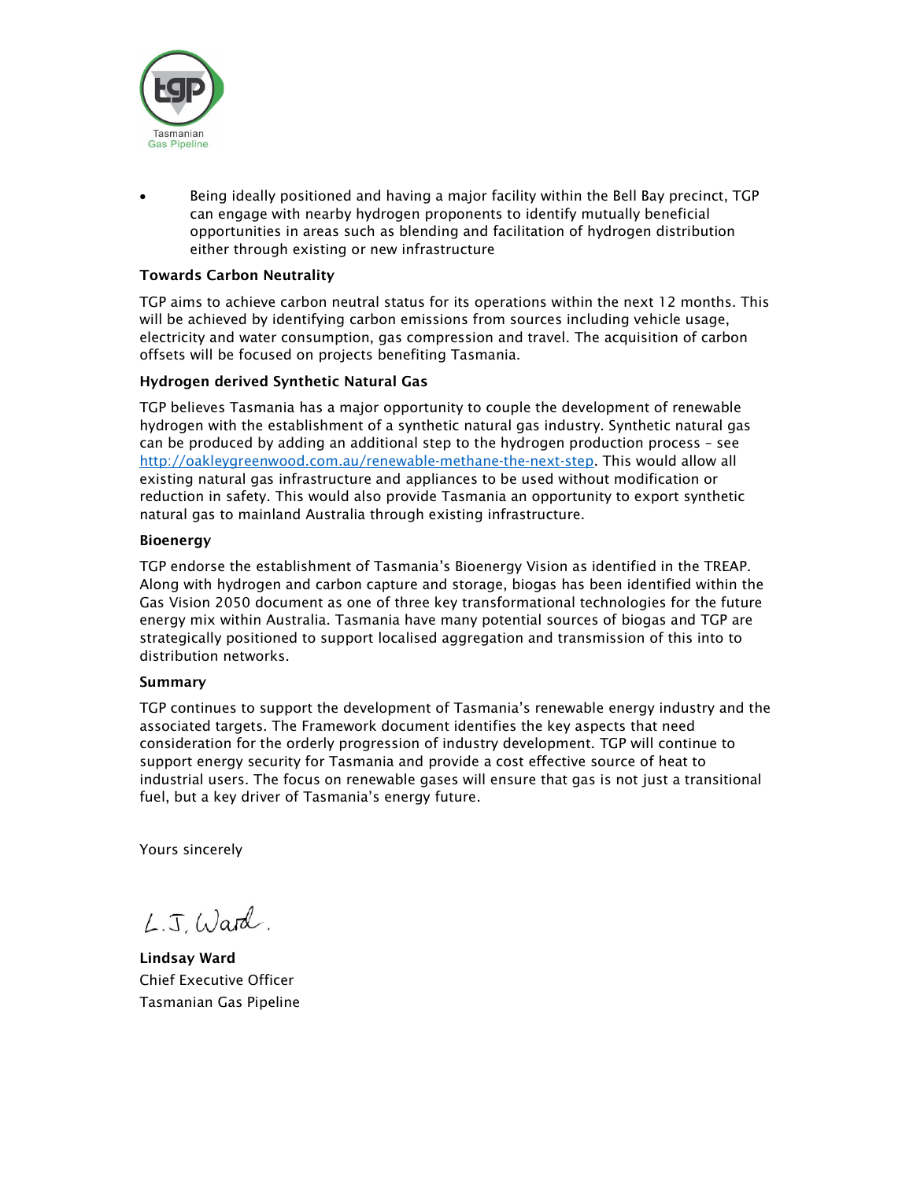- Being ideally positioned and having a major facility within the Bell Bay precinct, TGP can engage with nearby hydrogen proponents to identify mutually beneficial opportunities in areas such as blending and facilitation of hydrogen distribution either through existing or new infrastructure

**Towards Carbon Neutrality**

TGP aims to achieve carbon neutral status for its operations within the next 12 months. This will be achieved by identifying carbon emissions from sources including vehicle usage, electricity and water consumption, gas compression and travel. The acquisition of carbon offsets will be focused on projects benefiting Tasmania.

**Hydrogen derived Synthetic Natural Gas**

TGP believes Tasmania has a major opportunity to couple the development of renewable hydrogen with the establishment of a synthetic natural gas industry. Synthetic natural gas can be produced by adding an additional step to the hydrogen production process – see http://oakleygreenwood.com.au/renewable-methane-the-next-step. This would allow all existing natural gas infrastructure and appliances to be used without modification or reduction in safety. This would also provide Tasmania an opportunity to export synthetic natural gas to mainland Australia through existing infrastructure.

**Bioenergy**

TGP endorse the establishment of Tasmania's Bioenergy Vision as identified in the TREAP. Along with hydrogen and carbon capture and storage, biogas has been identified within the Gas Vision 2050 document as one of three key transformational technologies for the future energy mix within Australia. Tasmania have many potential sources of biogas and TGP are strategically positioned to support localised aggregation and transmission of this into to distribution networks.

**Summary**

TGP continues to support the development of Tasmania's renewable energy industry and the associated targets. The Framework document identifies the key aspects that need consideration for the orderly progression of industry development. TGP will continue to support energy security for Tasmania and provide a cost effective source of heat to industrial users. The focus on renewable gases will ensure that gas is not just a transitional fuel, but a key driver of Tasmania's energy future.

Yours sincerely

L.J. Ward.

**Lindsay Ward**
Chief Executive Officer
Tasmanian Gas Pipeline